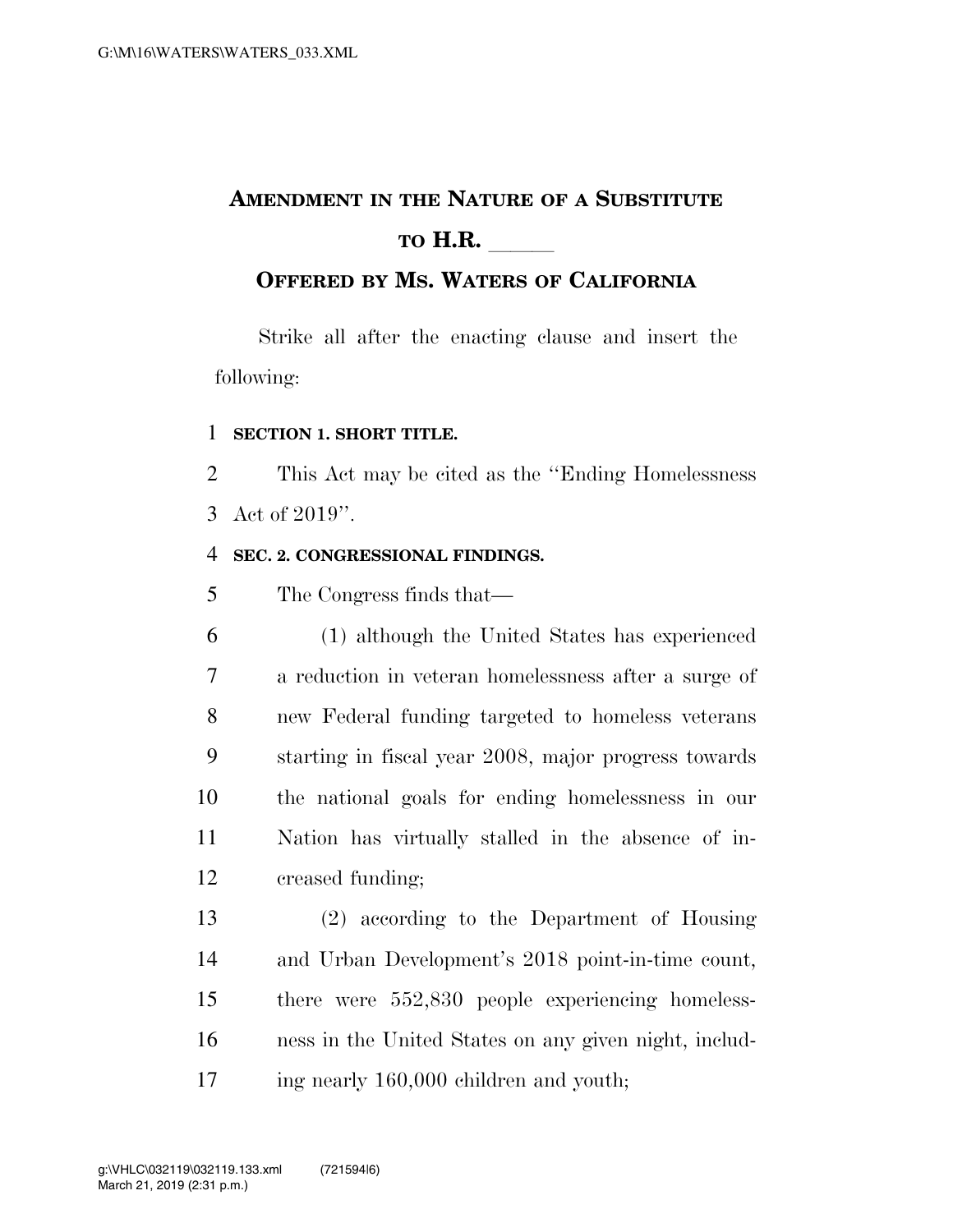# AMENDMENT IN THE NATURE OF A SUBSTITUTE TO H.R. \_\_\_\_\_\_

## OFFERED BY MS. WATERS OF CALIFORNIA

Strike all after the enacting clause and insert the following:

**SECTION 1. SHORT TITLE.**

This Act may be cited as the ''Ending Homelessness Act of 2019''.

**SEC. 2. CONGRESSIONAL FINDINGS.**

The Congress finds that—

(1) although the United States has experienced a reduction in veteran homelessness after a surge of new Federal funding targeted to homeless veterans starting in fiscal year 2008, major progress towards the national goals for ending homelessness in our Nation has virtually stalled in the absence of increased funding;

(2) according to the Department of Housing and Urban Development's 2018 point-in-time count, there were 552,830 people experiencing homelessness in the United States on any given night, including nearly 160,000 children and youth;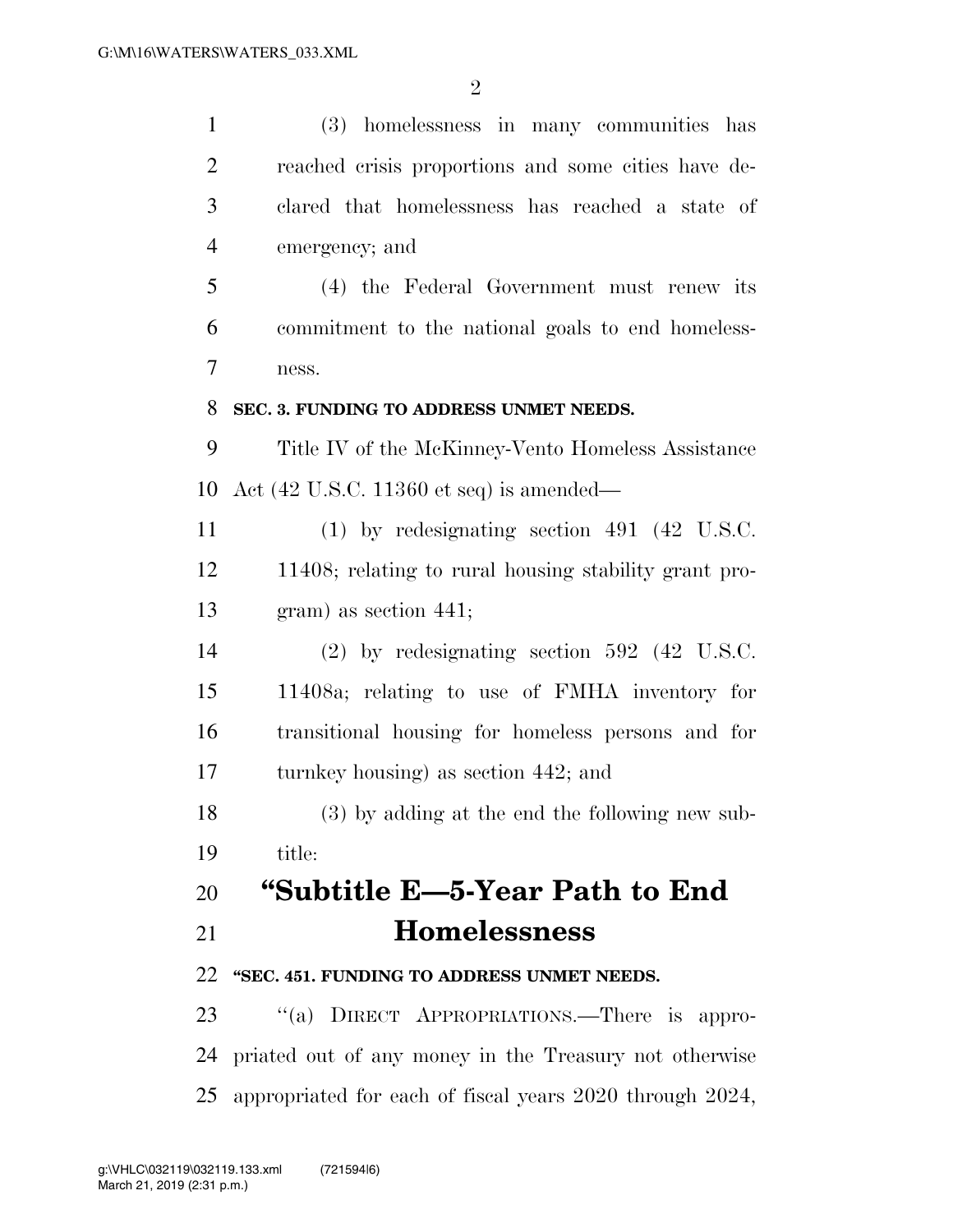(3) homelessness in many communities has reached crisis proportions and some cities have declared that homelessness has reached a state of emergency; and

(4) the Federal Government must renew its commitment to the national goals to end homelessness.

**SEC. 3. FUNDING TO ADDRESS UNMET NEEDS.**

Title IV of the McKinney-Vento Homeless Assistance Act (42 U.S.C. 11360 et seq) is amended—

(1) by redesignating section 491 (42 U.S.C. 11408; relating to rural housing stability grant program) as section 441;

(2) by redesignating section 592 (42 U.S.C. 11408a; relating to use of FMHA inventory for transitional housing for homeless persons and for turnkey housing) as section 442; and

(3) by adding at the end the following new subtitle:

# "Subtitle E—5-Year Path to End Homelessness

**"SEC. 451. FUNDING TO ADDRESS UNMET NEEDS.**

"(a) DIRECT APPROPRIATIONS.—There is appropriated out of any money in the Treasury not otherwise appropriated for each of fiscal years 2020 through 2024,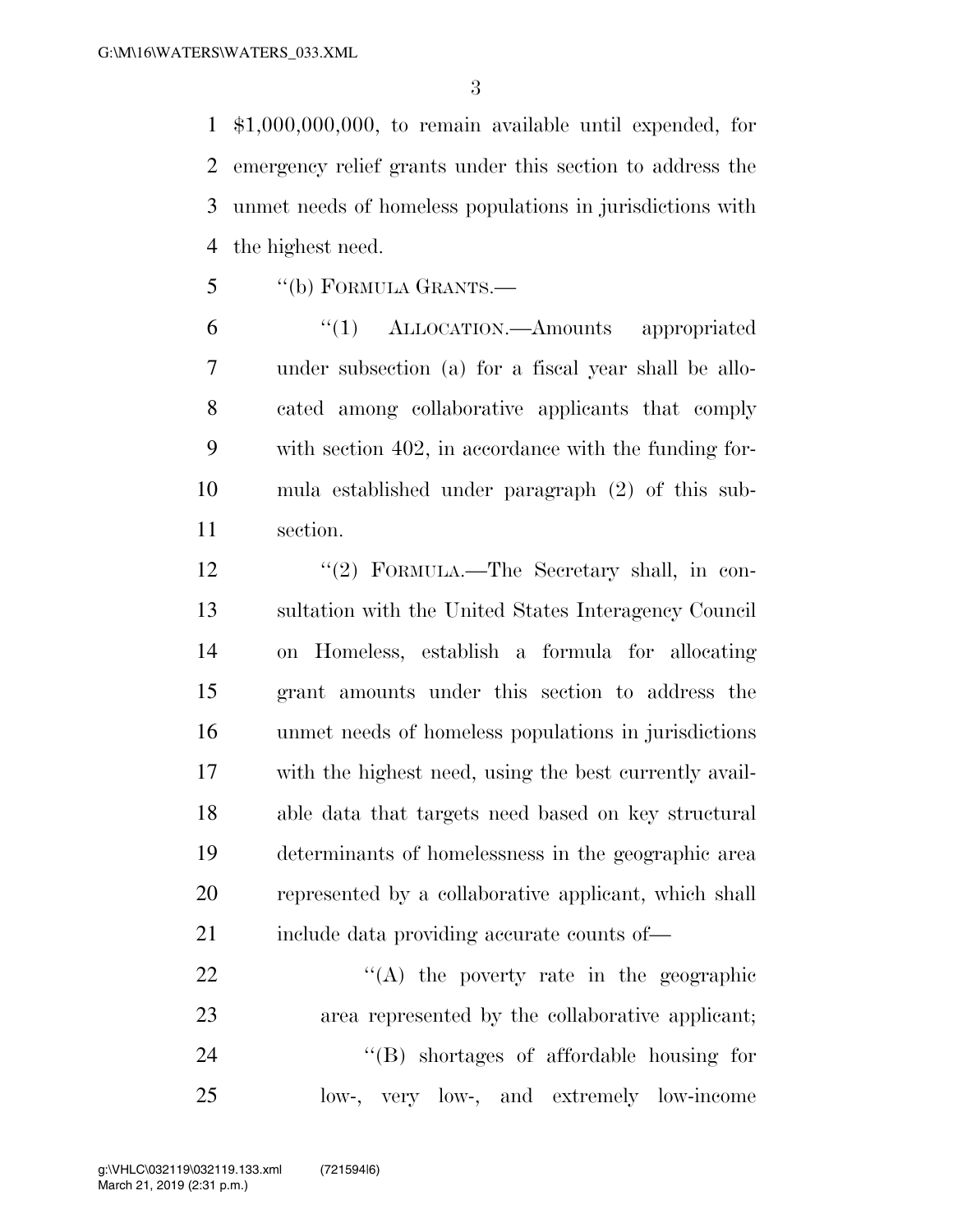$1,000,000,000, to remain available until expended, for emergency relief grants under this section to address the unmet needs of homeless populations in jurisdictions with the highest need.

''(b) FORMULA GRANTS.—

''(1) ALLOCATION.—Amounts appropriated under subsection (a) for a fiscal year shall be allocated among collaborative applicants that comply with section 402, in accordance with the funding formula established under paragraph (2) of this subsection.

''(2) FORMULA.—The Secretary shall, in consultation with the United States Interagency Council on Homeless, establish a formula for allocating grant amounts under this section to address the unmet needs of homeless populations in jurisdictions with the highest need, using the best currently available data that targets need based on key structural determinants of homelessness in the geographic area represented by a collaborative applicant, which shall include data providing accurate counts of—

''(A) the poverty rate in the geographic area represented by the collaborative applicant;

''(B) shortages of affordable housing for low-, very low-, and extremely low-income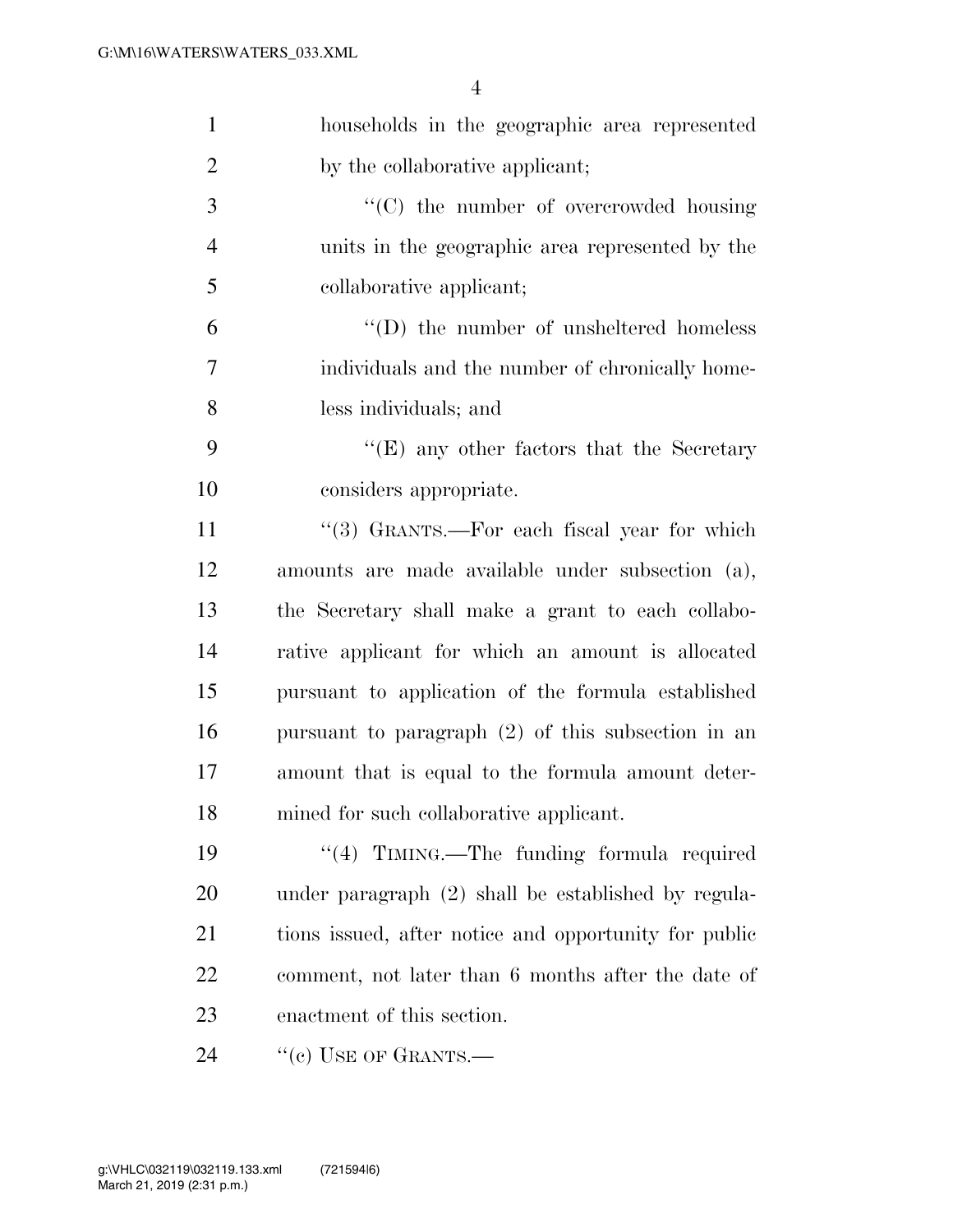households in the geographic area represented by the collaborative applicant;

"(C) the number of overcrowded housing units in the geographic area represented by the collaborative applicant;

"(D) the number of unsheltered homeless individuals and the number of chronically homeless individuals; and

"(E) any other factors that the Secretary considers appropriate.

"(3) GRANTS.—For each fiscal year for which amounts are made available under subsection (a), the Secretary shall make a grant to each collaborative applicant for which an amount is allocated pursuant to application of the formula established pursuant to paragraph (2) of this subsection in an amount that is equal to the formula amount determined for such collaborative applicant.

"(4) TIMING.—The funding formula required under paragraph (2) shall be established by regulations issued, after notice and opportunity for public comment, not later than 6 months after the date of enactment of this section.

"(c) USE OF GRANTS.—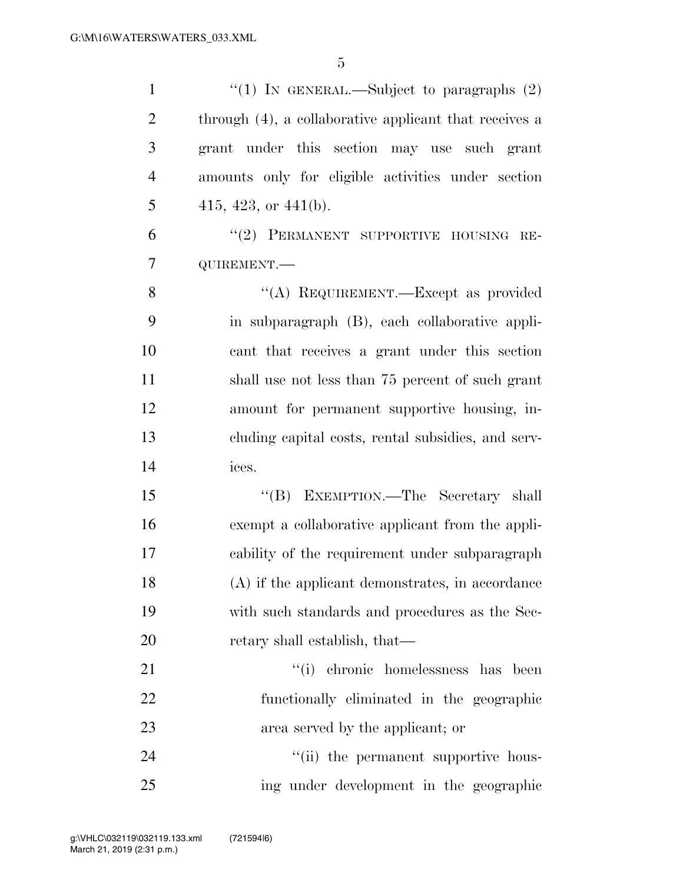"(1) IN GENERAL.—Subject to paragraphs (2) through (4), a collaborative applicant that receives a grant under this section may use such grant amounts only for eligible activities under section 415, 423, or 441(b).

"(2) PERMANENT SUPPORTIVE HOUSING REQUIREMENT.—

"(A) REQUIREMENT.—Except as provided in subparagraph (B), each collaborative applicant that receives a grant under this section shall use not less than 75 percent of such grant amount for permanent supportive housing, including capital costs, rental subsidies, and services.

"(B) EXEMPTION.—The Secretary shall exempt a collaborative applicant from the applicability of the requirement under subparagraph (A) if the applicant demonstrates, in accordance with such standards and procedures as the Secretary shall establish, that—

"(i) chronic homelessness has been functionally eliminated in the geographic area served by the applicant; or

"(ii) the permanent supportive housing under development in the geographic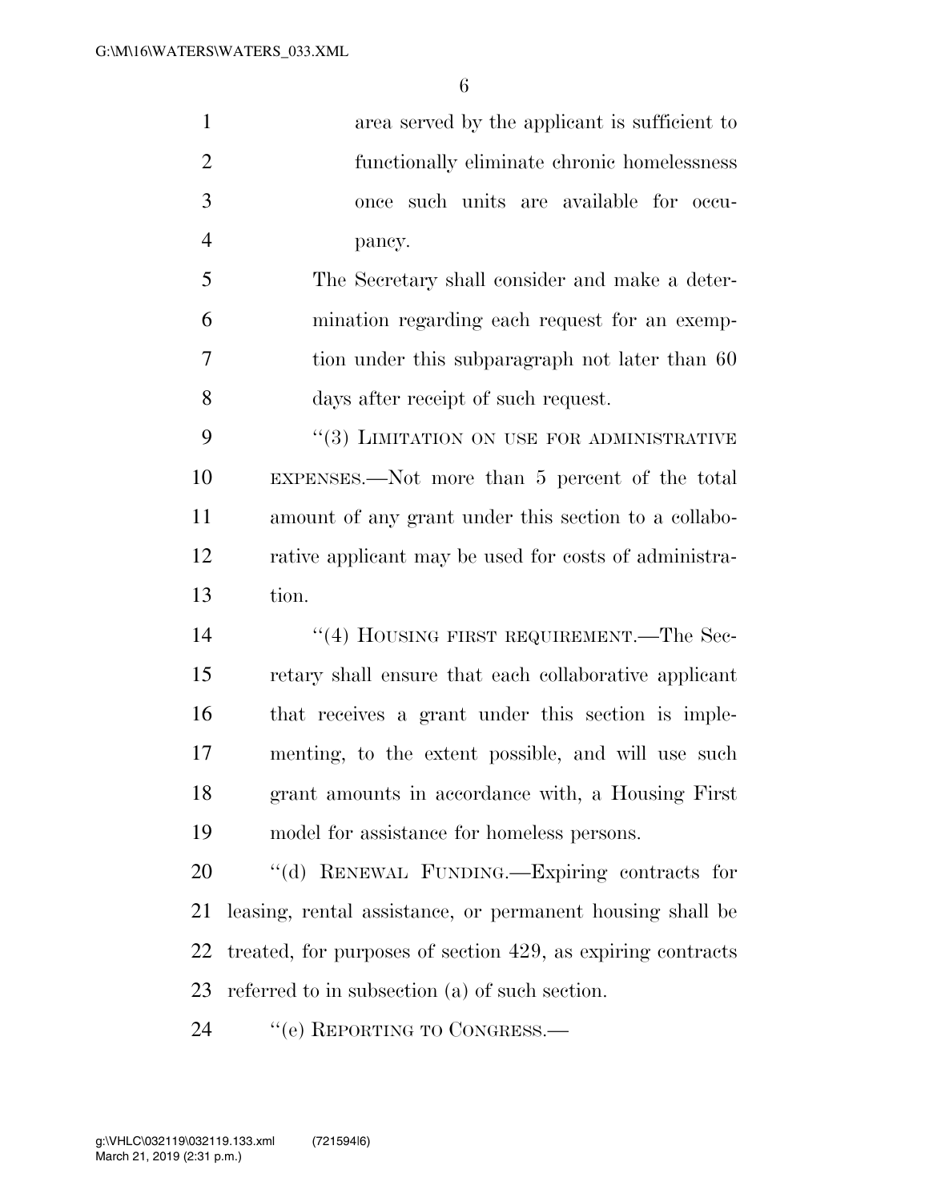area served by the applicant is sufficient to functionally eliminate chronic homelessness once such units are available for occupancy.

The Secretary shall consider and make a determination regarding each request for an exemption under this subparagraph not later than 60 days after receipt of such request.

"(3) LIMITATION ON USE FOR ADMINISTRATIVE EXPENSES.—Not more than 5 percent of the total amount of any grant under this section to a collaborative applicant may be used for costs of administration.

"(4) HOUSING FIRST REQUIREMENT.—The Secretary shall ensure that each collaborative applicant that receives a grant under this section is implementing, to the extent possible, and will use such grant amounts in accordance with, a Housing First model for assistance for homeless persons.

"(d) RENEWAL FUNDING.—Expiring contracts for leasing, rental assistance, or permanent housing shall be treated, for purposes of section 429, as expiring contracts referred to in subsection (a) of such section.

"(e) REPORTING TO CONGRESS.—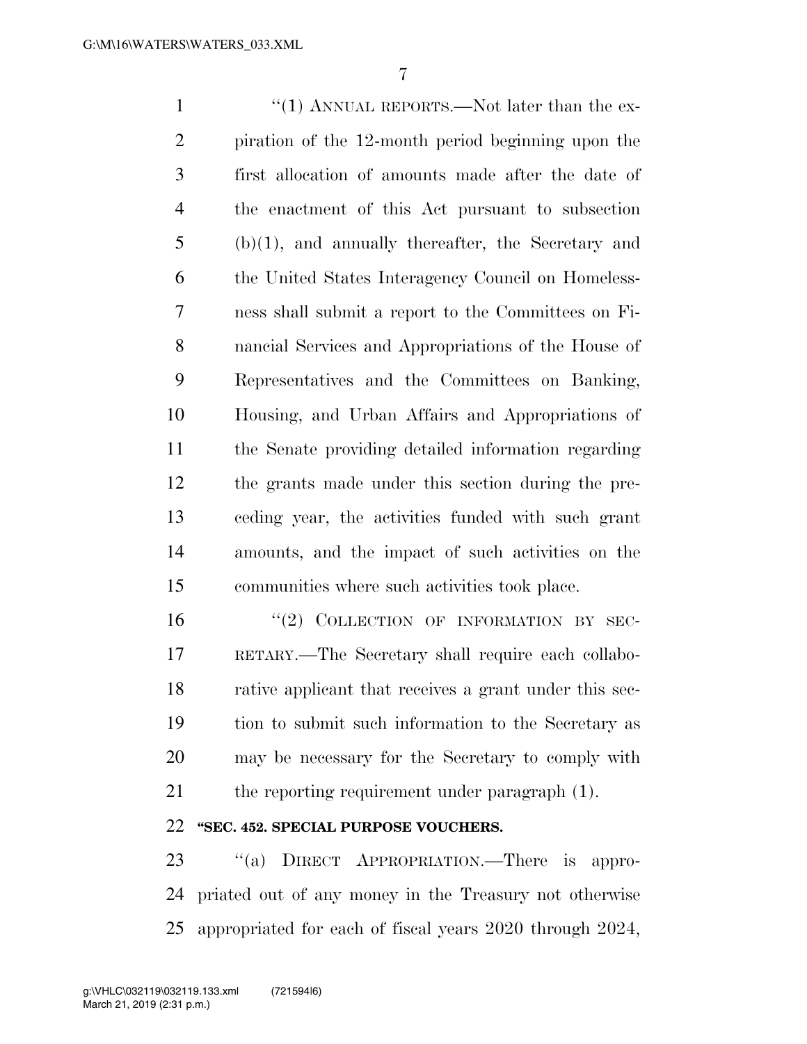"(1) ANNUAL REPORTS.—Not later than the expiration of the 12-month period beginning upon the first allocation of amounts made after the date of the enactment of this Act pursuant to subsection (b)(1), and annually thereafter, the Secretary and the United States Interagency Council on Homelessness shall submit a report to the Committees on Financial Services and Appropriations of the House of Representatives and the Committees on Banking, Housing, and Urban Affairs and Appropriations of the Senate providing detailed information regarding the grants made under this section during the preceding year, the activities funded with such grant amounts, and the impact of such activities on the communities where such activities took place.

"(2) COLLECTION OF INFORMATION BY SECRETARY.—The Secretary shall require each collaborative applicant that receives a grant under this section to submit such information to the Secretary as may be necessary for the Secretary to comply with the reporting requirement under paragraph (1).

**"SEC. 452. SPECIAL PURPOSE VOUCHERS.**

"(a) DIRECT APPROPRIATION.—There is appropriated out of any money in the Treasury not otherwise appropriated for each of fiscal years 2020 through 2024,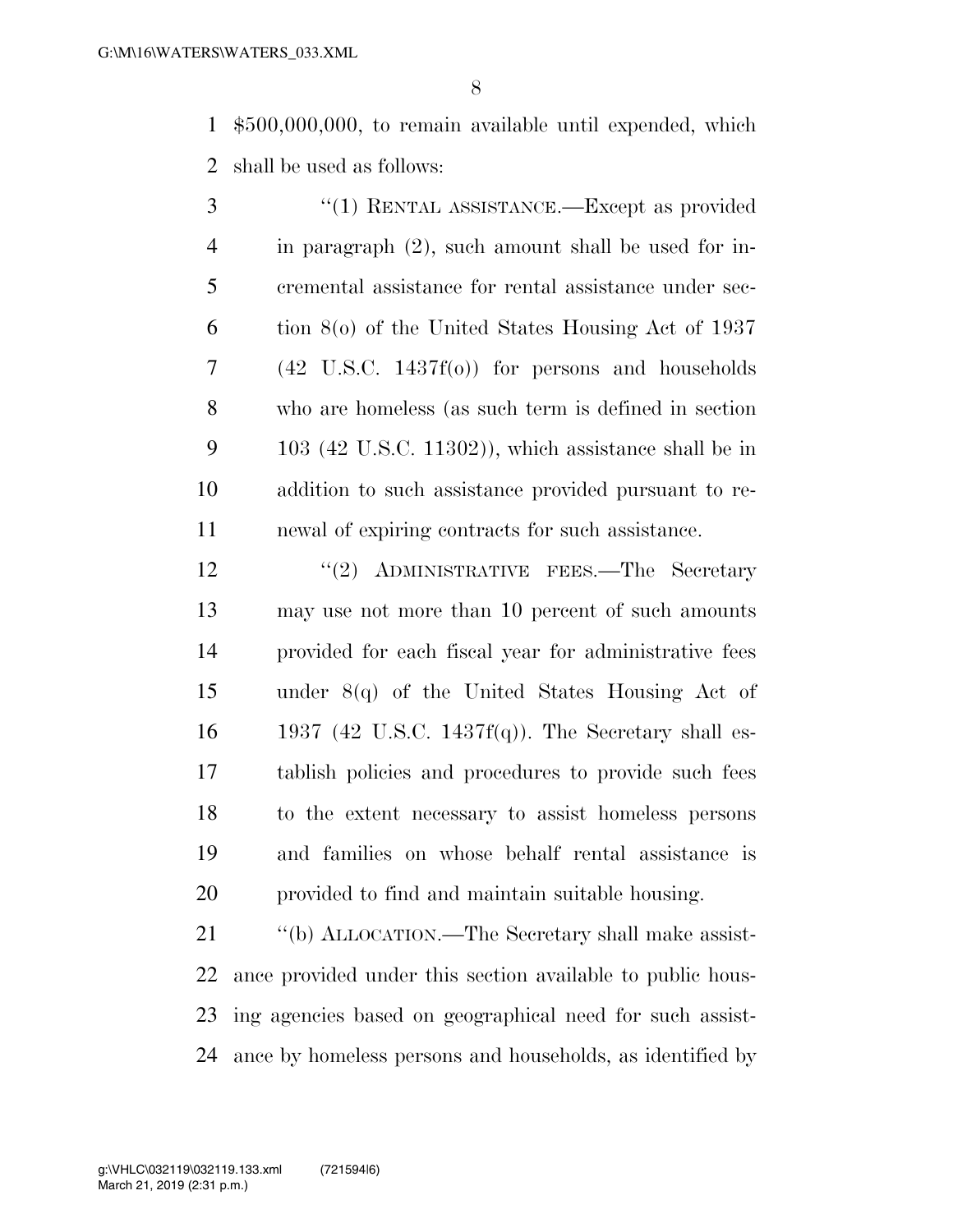$500,000,000, to remain available until expended, which shall be used as follows:

"(1) RENTAL ASSISTANCE.—Except as provided in paragraph (2), such amount shall be used for incremental assistance for rental assistance under section 8(o) of the United States Housing Act of 1937 (42 U.S.C. 1437f(o)) for persons and households who are homeless (as such term is defined in section 103 (42 U.S.C. 11302)), which assistance shall be in addition to such assistance provided pursuant to renewal of expiring contracts for such assistance.

"(2) ADMINISTRATIVE FEES.—The Secretary may use not more than 10 percent of such amounts provided for each fiscal year for administrative fees under 8(q) of the United States Housing Act of 1937 (42 U.S.C. 1437f(q)). The Secretary shall establish policies and procedures to provide such fees to the extent necessary to assist homeless persons and families on whose behalf rental assistance is provided to find and maintain suitable housing.

"(b) ALLOCATION.—The Secretary shall make assistance provided under this section available to public housing agencies based on geographical need for such assistance by homeless persons and households, as identified by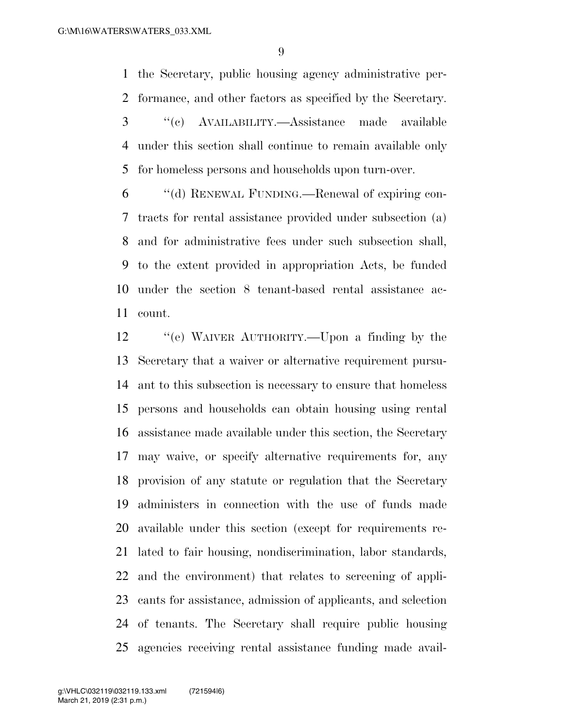the Secretary, public housing agency administrative performance, and other factors as specified by the Secretary.

"(c) AVAILABILITY.—Assistance made available under this section shall continue to remain available only for homeless persons and households upon turn-over.

"(d) RENEWAL FUNDING.—Renewal of expiring contracts for rental assistance provided under subsection (a) and for administrative fees under such subsection shall, to the extent provided in appropriation Acts, be funded under the section 8 tenant-based rental assistance account.

"(e) WAIVER AUTHORITY.—Upon a finding by the Secretary that a waiver or alternative requirement pursuant to this subsection is necessary to ensure that homeless persons and households can obtain housing using rental assistance made available under this section, the Secretary may waive, or specify alternative requirements for, any provision of any statute or regulation that the Secretary administers in connection with the use of funds made available under this section (except for requirements related to fair housing, nondiscrimination, labor standards, and the environment) that relates to screening of applicants for assistance, admission of applicants, and selection of tenants. The Secretary shall require public housing agencies receiving rental assistance funding made avail-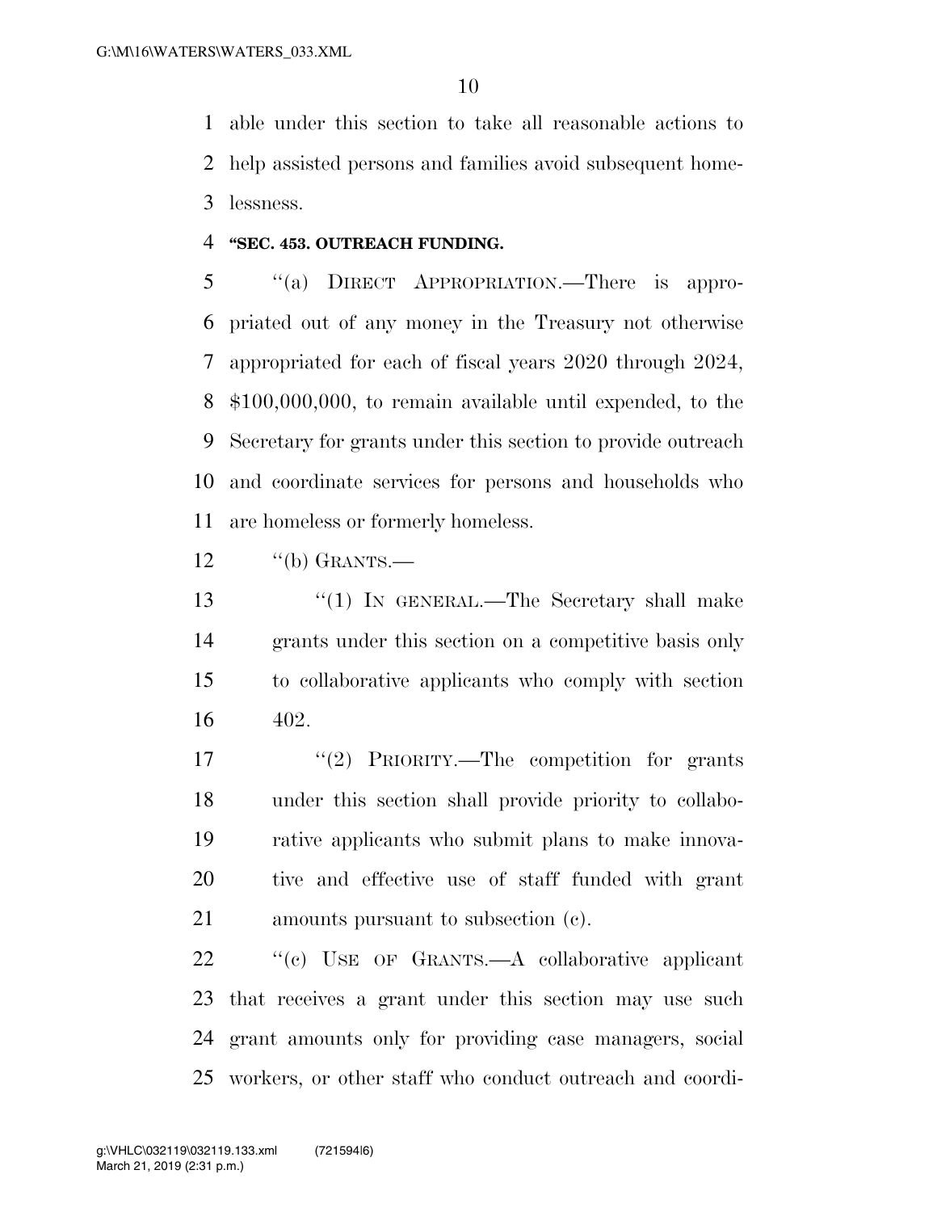able under this section to take all reasonable actions to help assisted persons and families avoid subsequent homelessness.

**"SEC. 453. OUTREACH FUNDING.**

"(a) DIRECT APPROPRIATION.—There is appropriated out of any money in the Treasury not otherwise appropriated for each of fiscal years 2020 through 2024, $100,000,000, to remain available until expended, to the Secretary for grants under this section to provide outreach and coordinate services for persons and households who are homeless or formerly homeless.

"(b) GRANTS.—

"(1) IN GENERAL.—The Secretary shall make grants under this section on a competitive basis only to collaborative applicants who comply with section 402.

"(2) PRIORITY.—The competition for grants under this section shall provide priority to collaborative applicants who submit plans to make innovative and effective use of staff funded with grant amounts pursuant to subsection (c).

"(c) USE OF GRANTS.—A collaborative applicant that receives a grant under this section may use such grant amounts only for providing case managers, social workers, or other staff who conduct outreach and coordi-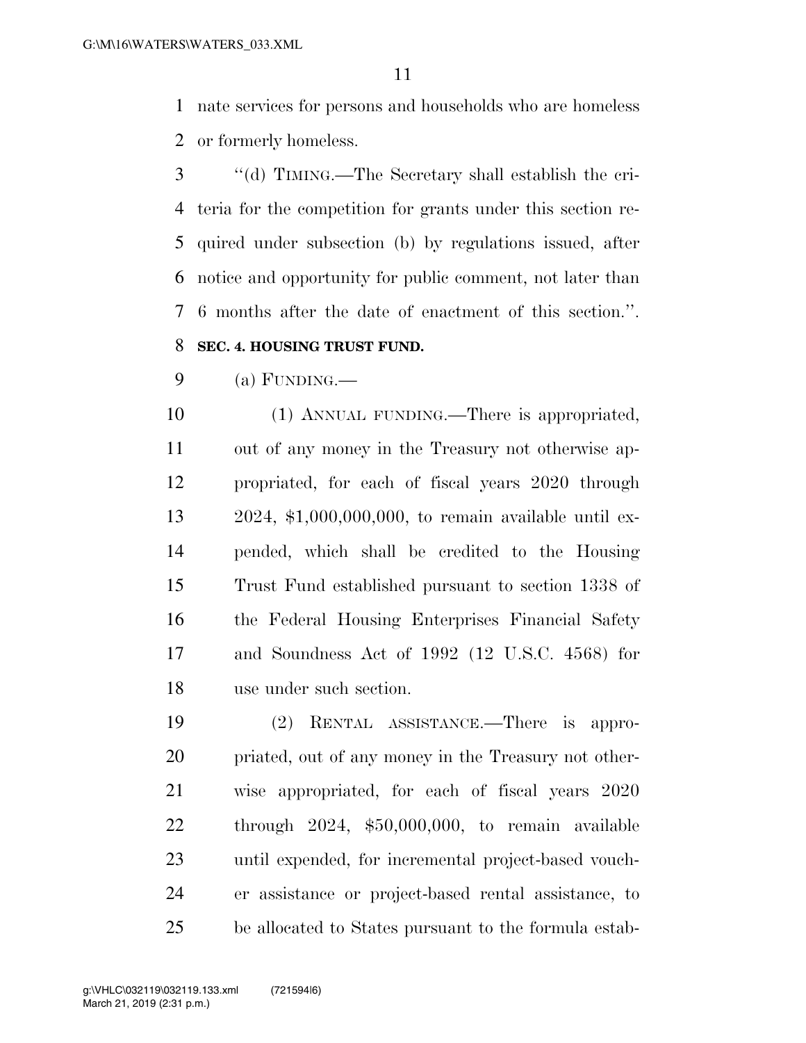nate services for persons and households who are homeless or formerly homeless.

"(d) TIMING.—The Secretary shall establish the criteria for the competition for grants under this section required under subsection (b) by regulations issued, after notice and opportunity for public comment, not later than 6 months after the date of enactment of this section.".

**SEC. 4. HOUSING TRUST FUND.**

(a) FUNDING.—

(1) ANNUAL FUNDING.—There is appropriated, out of any money in the Treasury not otherwise appropriated, for each of fiscal years 2020 through 2024, $1,000,000,000, to remain available until expended, which shall be credited to the Housing Trust Fund established pursuant to section 1338 of the Federal Housing Enterprises Financial Safety and Soundness Act of 1992 (12 U.S.C. 4568) for use under such section.

(2) RENTAL ASSISTANCE.—There is appropriated, out of any money in the Treasury not otherwise appropriated, for each of fiscal years 2020 through 2024, $50,000,000, to remain available until expended, for incremental project-based voucher assistance or project-based rental assistance, to be allocated to States pursuant to the formula estab-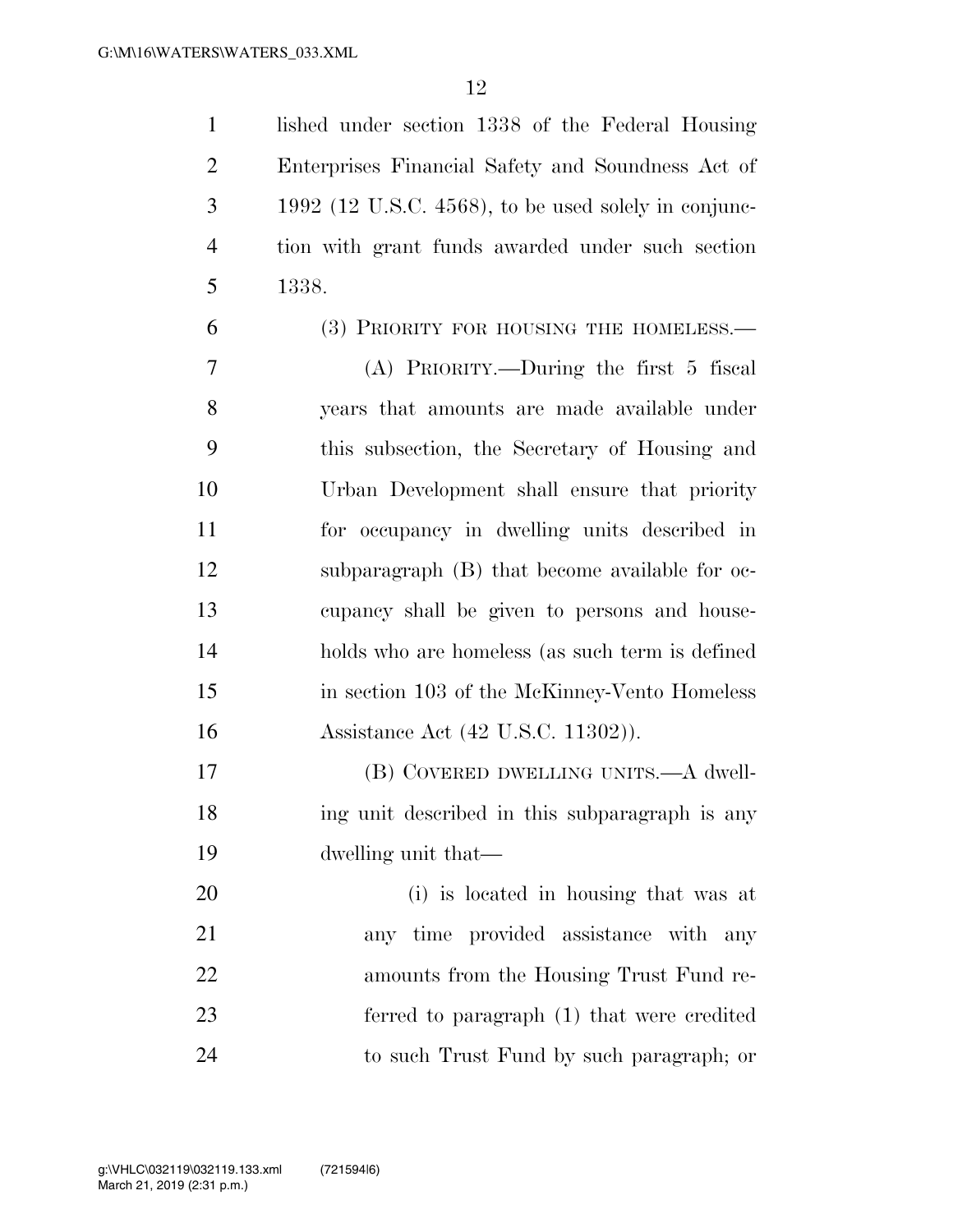lished under section 1338 of the Federal Housing Enterprises Financial Safety and Soundness Act of 1992 (12 U.S.C. 4568), to be used solely in conjunction with grant funds awarded under such section 1338.

(3) PRIORITY FOR HOUSING THE HOMELESS.—

(A) PRIORITY.—During the first 5 fiscal years that amounts are made available under this subsection, the Secretary of Housing and Urban Development shall ensure that priority for occupancy in dwelling units described in subparagraph (B) that become available for occupancy shall be given to persons and households who are homeless (as such term is defined in section 103 of the McKinney-Vento Homeless Assistance Act (42 U.S.C. 11302)).

(B) COVERED DWELLING UNITS.—A dwelling unit described in this subparagraph is any dwelling unit that—

(i) is located in housing that was at any time provided assistance with any amounts from the Housing Trust Fund referred to paragraph (1) that were credited to such Trust Fund by such paragraph; or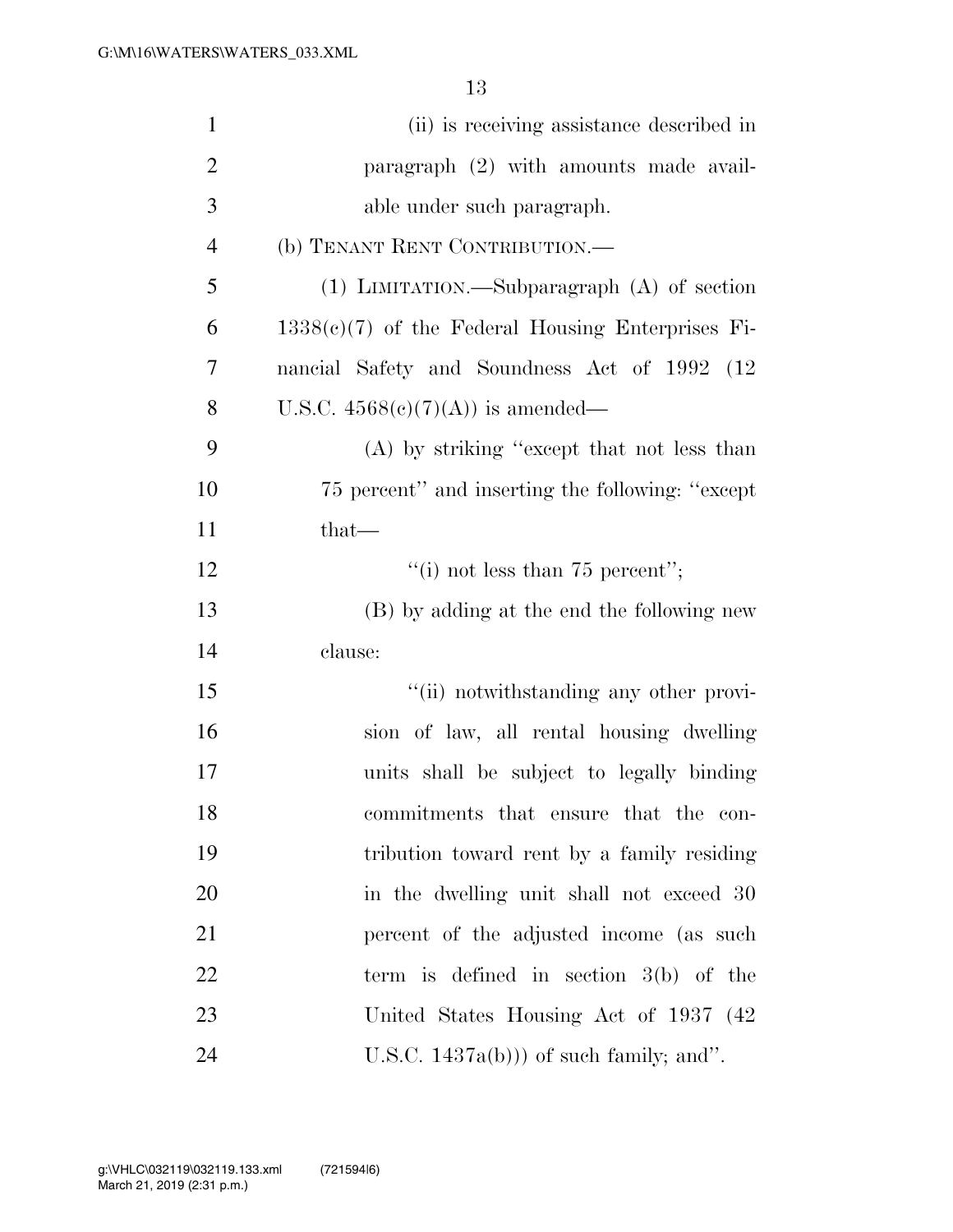(ii) is receiving assistance described in paragraph (2) with amounts made available under such paragraph.

(b) TENANT RENT CONTRIBUTION.—

(1) LIMITATION.—Subparagraph (A) of section 1338(c)(7) of the Federal Housing Enterprises Financial Safety and Soundness Act of 1992 (12 U.S.C. 4568(c)(7)(A)) is amended—

(A) by striking "except that not less than 75 percent" and inserting the following: "except that—

"(i) not less than 75 percent";

(B) by adding at the end the following new clause:

"(ii) notwithstanding any other provision of law, all rental housing dwelling units shall be subject to legally binding commitments that ensure that the contribution toward rent by a family residing in the dwelling unit shall not exceed 30 percent of the adjusted income (as such term is defined in section 3(b) of the United States Housing Act of 1937 (42 U.S.C. 1437a(b))) of such family; and".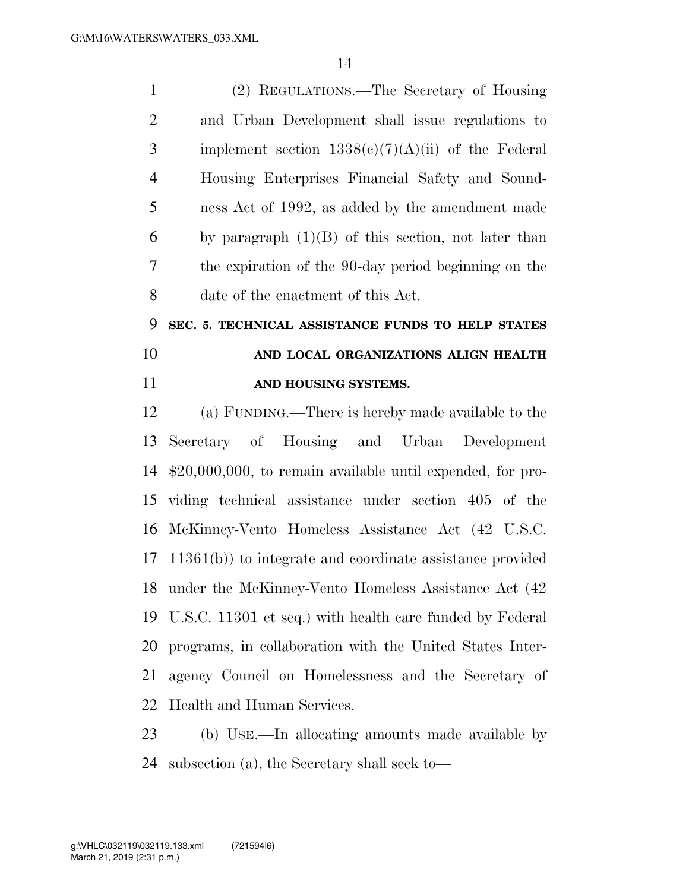(2) REGULATIONS.—The Secretary of Housing and Urban Development shall issue regulations to implement section 1338(c)(7)(A)(ii) of the Federal Housing Enterprises Financial Safety and Soundness Act of 1992, as added by the amendment made by paragraph (1)(B) of this section, not later than the expiration of the 90-day period beginning on the date of the enactment of this Act.

**SEC. 5. TECHNICAL ASSISTANCE FUNDS TO HELP STATES AND LOCAL ORGANIZATIONS ALIGN HEALTH AND HOUSING SYSTEMS.**

(a) FUNDING.—There is hereby made available to the Secretary of Housing and Urban Development $20,000,000, to remain available until expended, for providing technical assistance under section 405 of the McKinney-Vento Homeless Assistance Act (42 U.S.C. 11361(b)) to integrate and coordinate assistance provided under the McKinney-Vento Homeless Assistance Act (42 U.S.C. 11301 et seq.) with health care funded by Federal programs, in collaboration with the United States Interagency Council on Homelessness and the Secretary of Health and Human Services.

(b) USE.—In allocating amounts made available by subsection (a), the Secretary shall seek to—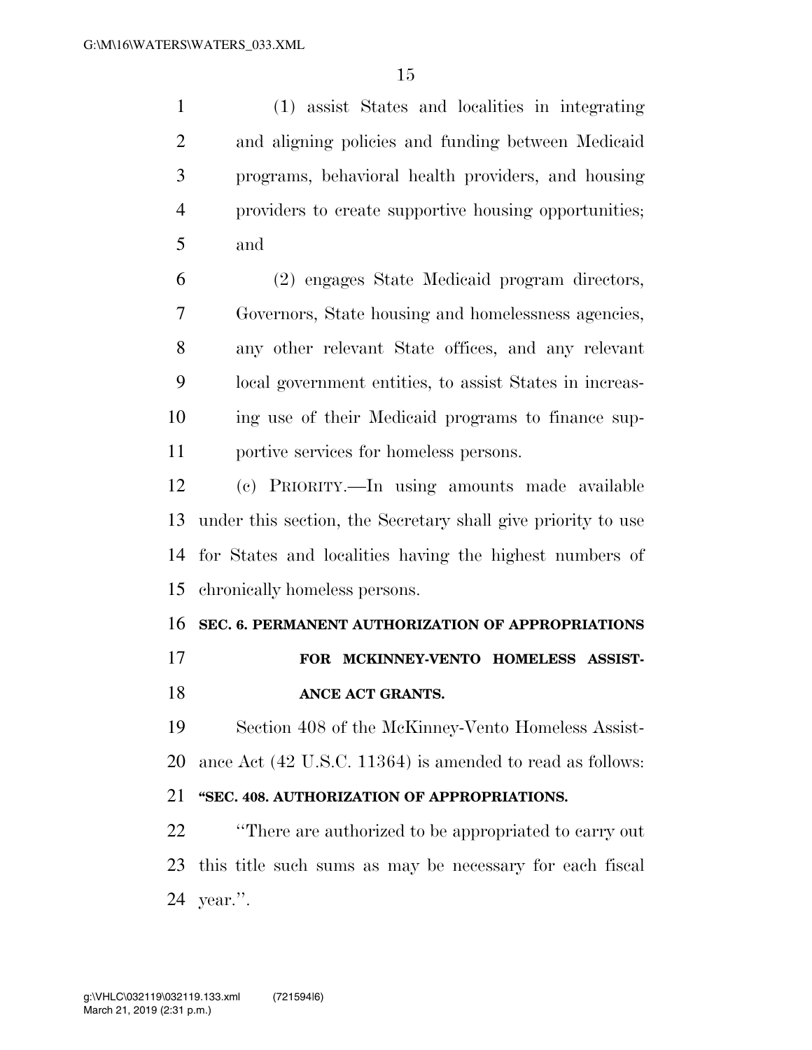(1) assist States and localities in integrating and aligning policies and funding between Medicaid programs, behavioral health providers, and housing providers to create supportive housing opportunities; and

(2) engages State Medicaid program directors, Governors, State housing and homelessness agencies, any other relevant State offices, and any relevant local government entities, to assist States in increasing use of their Medicaid programs to finance supportive services for homeless persons.

(c) PRIORITY.—In using amounts made available under this section, the Secretary shall give priority to use for States and localities having the highest numbers of chronically homeless persons.

## SEC. 6. PERMANENT AUTHORIZATION OF APPROPRIATIONS FOR MCKINNEY-VENTO HOMELESS ASSISTANCE ACT GRANTS.

Section 408 of the McKinney-Vento Homeless Assistance Act (42 U.S.C. 11364) is amended to read as follows:

**"SEC. 408. AUTHORIZATION OF APPROPRIATIONS.**

"There are authorized to be appropriated to carry out this title such sums as may be necessary for each fiscal year.".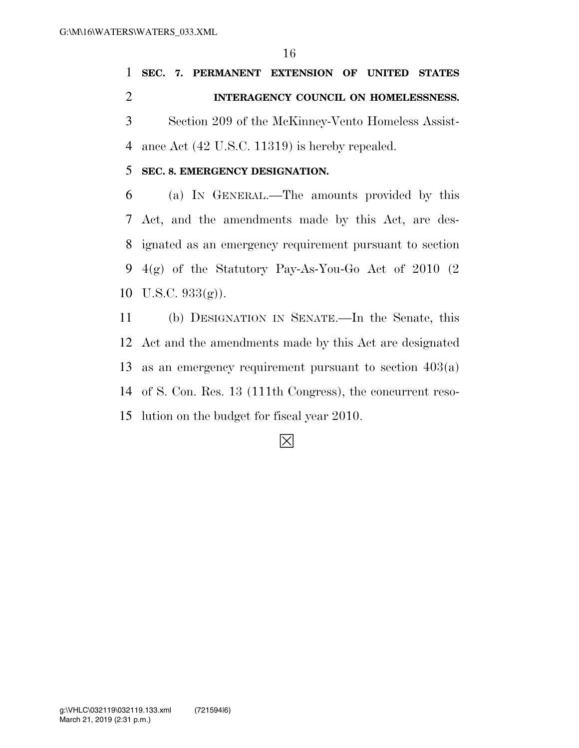**SEC. 7. PERMANENT EXTENSION OF UNITED STATES INTERAGENCY COUNCIL ON HOMELESSNESS.**

Section 209 of the McKinney-Vento Homeless Assistance Act (42 U.S.C. 11319) is hereby repealed.

**SEC. 8. EMERGENCY DESIGNATION.**

(a) IN GENERAL.—The amounts provided by this Act, and the amendments made by this Act, are designated as an emergency requirement pursuant to section 4(g) of the Statutory Pay-As-You-Go Act of 2010 (2 U.S.C. 933(g)).

(b) DESIGNATION IN SENATE.—In the Senate, this Act and the amendments made by this Act are designated as an emergency requirement pursuant to section 403(a) of S. Con. Res. 13 (111th Congress), the concurrent resolution on the budget for fiscal year 2010.